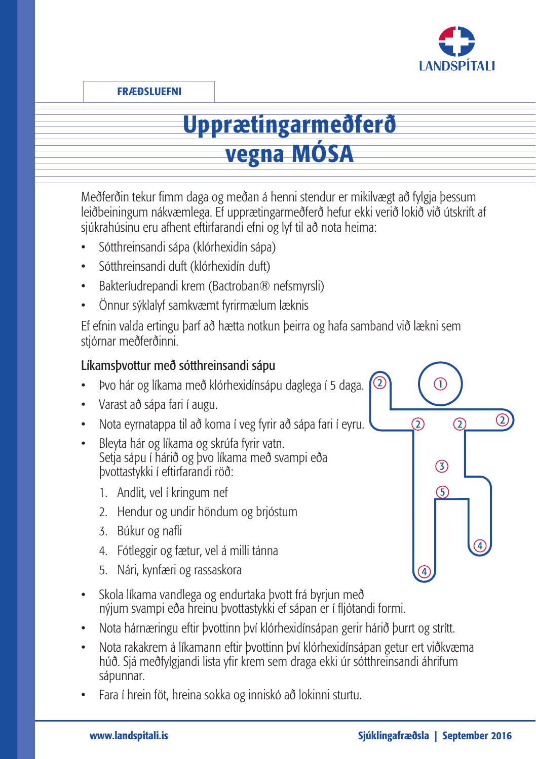FRÆÐSLUEFNI

# Upprætingarmeðferð vegna MÓSA

Meðferðin tekur fimm daga og meðan á henni stendur er mikilvægt að fylgja þessum leiðbeiningum nákvæmlega. Ef upprætingarmeðferð hefur ekki verið lokið við útskrift af sjúkrahúsinu eru afhent eftirfarandi efni og lyf til að nota heima:

- Sótthreinsandi sápa (klórhexidín sápa)
- Sótthreinsandi duft (klórhexidín duft)
- Bakteríudrepandi krem (Bactroban® nefsmyrsli)
- Önnur sýklalyf samkvæmt fyrirmælum læknis

Ef efnin valda ertingu þarf að hætta notkun þeirra og hafa samband við lækni sem stjórnar meðferðinni.

## Líkamsþvottur með sótthreinsandi sápu

- Þvo hár og líkama með klórhexidínsápu daglega í 5 daga.
- Varast að sápa fari í augu.
- Nota eyrnatappa til að koma í veg fyrir að sápa fari í eyru.
- Bleyta hár og líkama og skrúfa fyrir vatn. Setja sápu í hárið og þvo líkama með svampi eða þvottastykki í eftirfarandi röð:
  1. Andlit, vel í kringum nef
  2. Hendur og undir höndum og brjóstum
  3. Búkur og nafli
  4. Fótleggir og fætur, vel á milli tánna
  5. Nári, kynfæri og rassaskora
- Skola líkama vandlega og endurtaka þvott frá byrjun með nýjum svampi eða hreinu þvottastykki ef sápan er í fljótandi formi.
- Nota hárnæringu eftir þvottinn því klórhexidínsápan gerir hárið þurrt og strítt.
- Nota rakakrem á líkamann eftir þvottinn því klórhexidínsápan getur ert viðkvæma húð. Sjá meðfylgjandi lista yfir krem sem draga ekki úr sótthreinsandi áhrifum sápunnar.
- Fara í hrein föt, hreina sokka og inniskó að lokinni sturtu.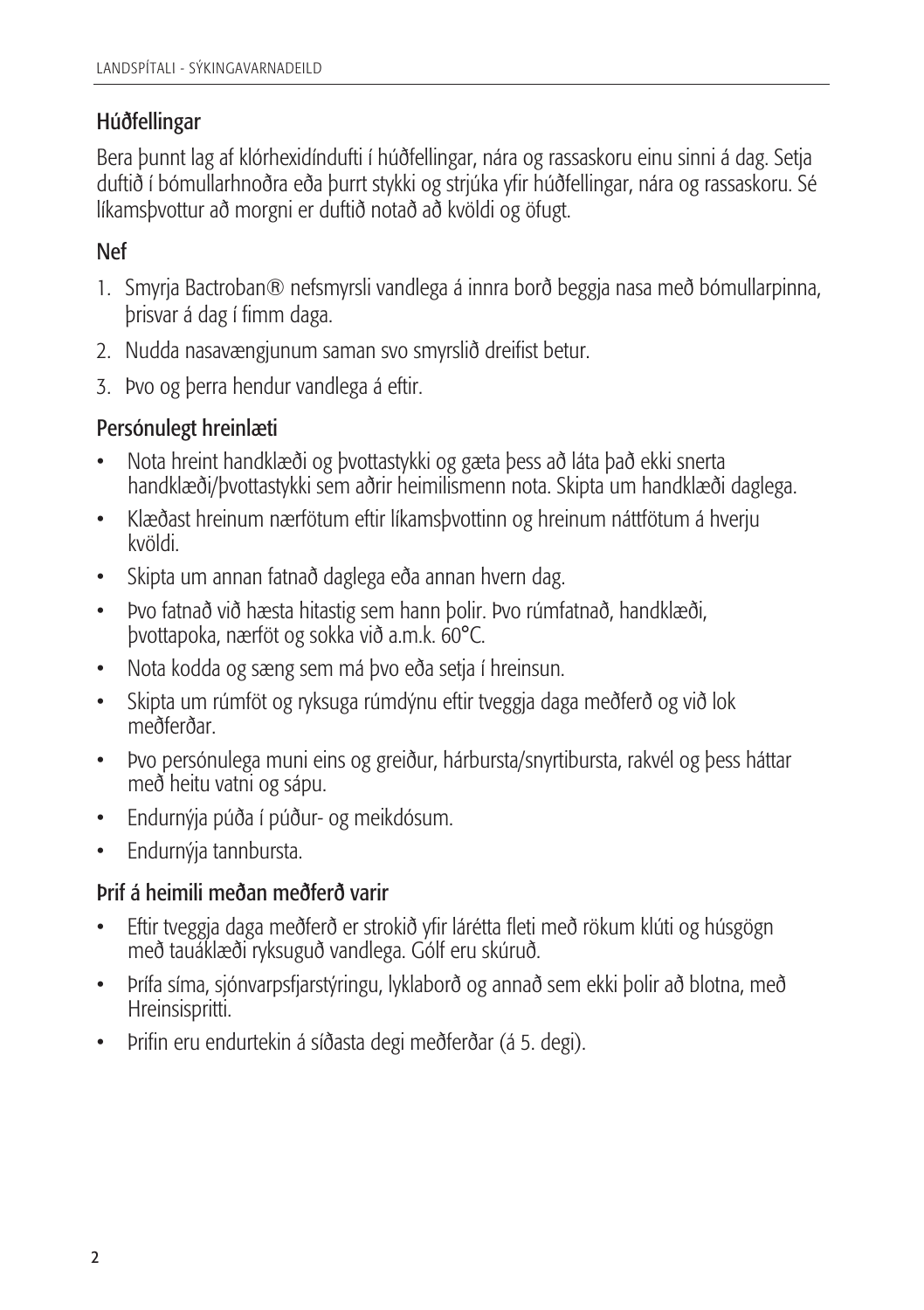## Húðfellingar

Bera þunnt lag af klórhexidíndufti í húðfellingar, nára og rassaskoru einu sinni á dag. Setja duftið í bómullarhnoðra eða þurrt stykki og strjúka yfir húðfellingar, nára og rassaskoru. Sé líkamsþvottur að morgni er duftið notað að kvöldi og öfugt.

## Nef

1. Smyrja Bactroban® nefsmyrsli vandlega á innra borð beggja nasa með bómullarpinna, þrisvar á dag í fimm daga.
2. Nudda nasavængjunum saman svo smyrslið dreifist betur.
3. Þvo og þerra hendur vandlega á eftir.

## Persónulegt hreinlæti

- Nota hreint handklæði og þvottastykki og gæta þess að láta það ekki snerta handklæði/þvottastykki sem aðrir heimilismenn nota. Skipta um handklæði daglega.
- Klæðast hreinum nærfötum eftir líkamsþvottinn og hreinum náttfötum á hverju kvöldi.
- Skipta um annan fatnað daglega eða annan hvern dag.
- Þvo fatnað við hæsta hitastig sem hann þolir. Þvo rúmfatnað, handklæði, þvottapoka, nærföt og sokka við a.m.k. 60°C.
- Nota kodda og sæng sem má þvo eða setja í hreinsun.
- Skipta um rúmföt og ryksuga rúmdýnu eftir tveggja daga meðferð og við lok meðferðar.
- Þvo persónulega muni eins og greiður, hárbursta/snyrtibursta, rakvél og þess háttar með heitu vatni og sápu.
- Endurnýja púða í púður- og meikdósum.
- Endurnýja tannbursta.

## Þrif á heimili meðan meðferð varir

- Eftir tveggja daga meðferð er strokið yfir lárétta fleti með rökum klúti og húsgögn með tauáklæði ryksuguð vandlega. Gólf eru skúruð.
- Þrífa síma, sjónvarpsfjarstýringu, lyklaborð og annað sem ekki þolir að blotna, með Hreinsispritti.
- Þrifin eru endurtekin á síðasta degi meðferðar (á 5. degi).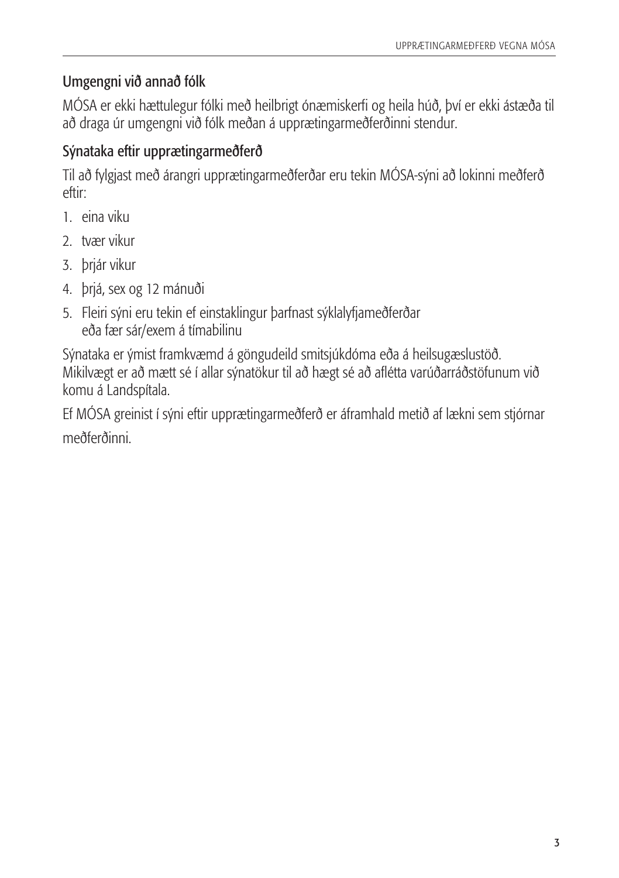## Umgengni við annað fólk

MÓSA er ekki hættulegur fólki með heilbrigt ónæmiskerfi og heila húð, því er ekki ástæða til að draga úr umgengni við fólk meðan á upprætingarmeðferðinni stendur.

## Sýnataka eftir upprætingarmeðferð

Til að fylgjast með árangri upprætingarmeðferðar eru tekin MÓSA-sýni að lokinni meðferð eftir:

1. eina viku
2. tvær vikur
3. þrjár vikur
4. þrjá, sex og 12 mánuði
5. Fleiri sýni eru tekin ef einstaklingur þarfnast sýklalyfjameðferðar eða fær sár/exem á tímabilinu

Sýnataka er ýmist framkvæmd á göngudeild smitsjúkdóma eða á heilsugæslustöð. Mikilvægt er að mætt sé í allar sýnatökur til að hægt sé að aflétta varúðarráðstöfunum við komu á Landspítala.

Ef MÓSA greinist í sýni eftir upprætingarmeðferð er áframhald metið af lækni sem stjórnar meðferðinni.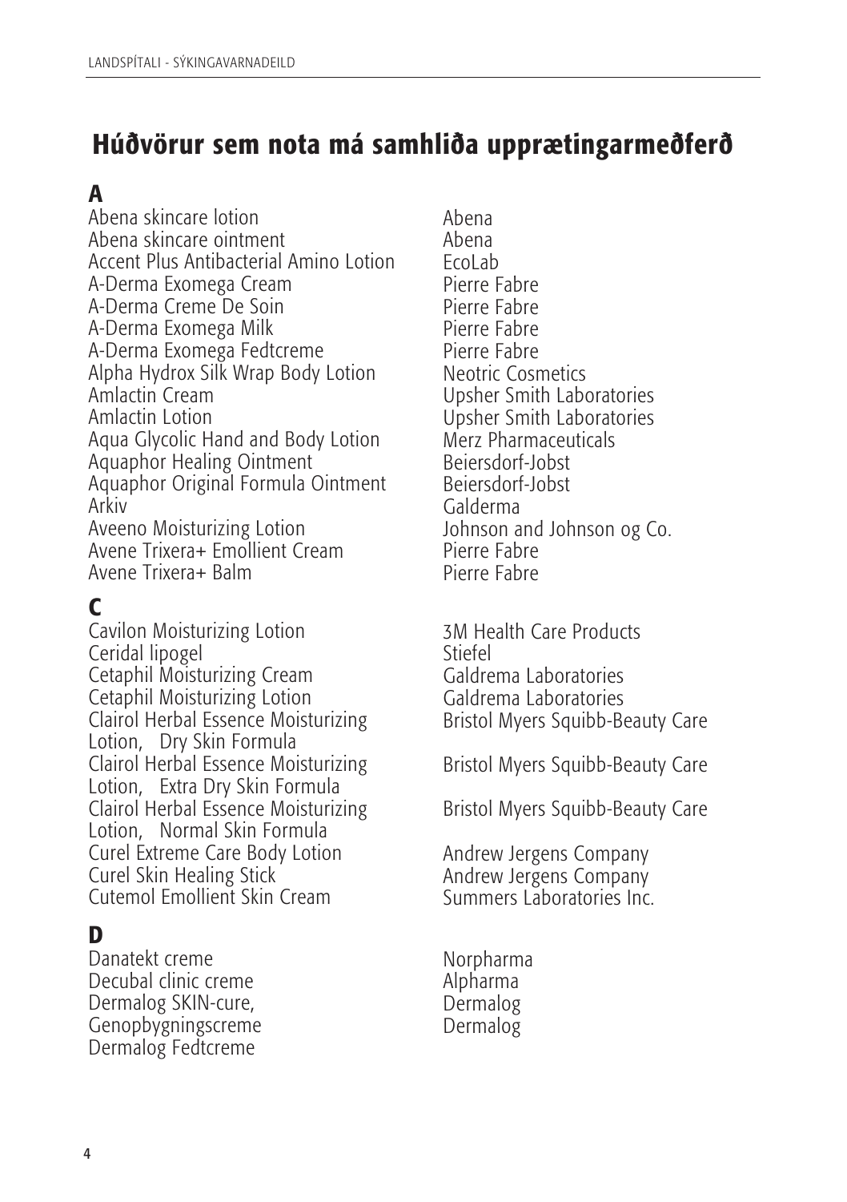# Húðvörur sem nota má samhliða upprætingarmeðferð

## A

| | |
|---|---|
| Abena skincare lotion | Abena |
| Abena skincare ointment | Abena |
| Accent Plus Antibacterial Amino Lotion | EcoLab |
| A-Derma Exomega Cream | Pierre Fabre |
| A-Derma Creme De Soin | Pierre Fabre |
| A-Derma Exomega Milk | Pierre Fabre |
| A-Derma Exomega Fedtcreme | Pierre Fabre |
| Alpha Hydrox Silk Wrap Body Lotion | Neotric Cosmetics |
| Amlactin Cream | Upsher Smith Laboratories |
| Amlactin Lotion | Upsher Smith Laboratories |
| Aqua Glycolic Hand and Body Lotion | Merz Pharmaceuticals |
| Aquaphor Healing Ointment | Beiersdorf-Jobst |
| Aquaphor Original Formula Ointment | Beiersdorf-Jobst |
| Arkiv | Galderma |
| Aveeno Moisturizing Lotion | Johnson and Johnson og Co. |
| Avene Trixera+ Emollient Cream | Pierre Fabre |
| Avene Trixera+ Balm | Pierre Fabre |

## C

| | |
|---|---|
| Cavilon Moisturizing Lotion | 3M Health Care Products |
| Ceridal lipogel | Stiefel |
| Cetaphil Moisturizing Cream | Galdrema Laboratories |
| Cetaphil Moisturizing Lotion | Galdrema Laboratories |
| Clairol Herbal Essence Moisturizing Lotion, Dry Skin Formula | Bristol Myers Squibb-Beauty Care |
| Clairol Herbal Essence Moisturizing Lotion, Extra Dry Skin Formula | Bristol Myers Squibb-Beauty Care |
| Clairol Herbal Essence Moisturizing Lotion, Normal Skin Formula | Bristol Myers Squibb-Beauty Care |
| Curel Extreme Care Body Lotion | Andrew Jergens Company |
| Curel Skin Healing Stick | Andrew Jergens Company |
| Cutemol Emollient Skin Cream | Summers Laboratories Inc. |

## D

| | |
|---|---|
| Danatekt creme | Norpharma |
| Decubal clinic creme | Alpharma |
| Dermalog SKIN-cure, Genopbygningscreme | Dermalog |
| Dermalog Fedtcreme | Dermalog |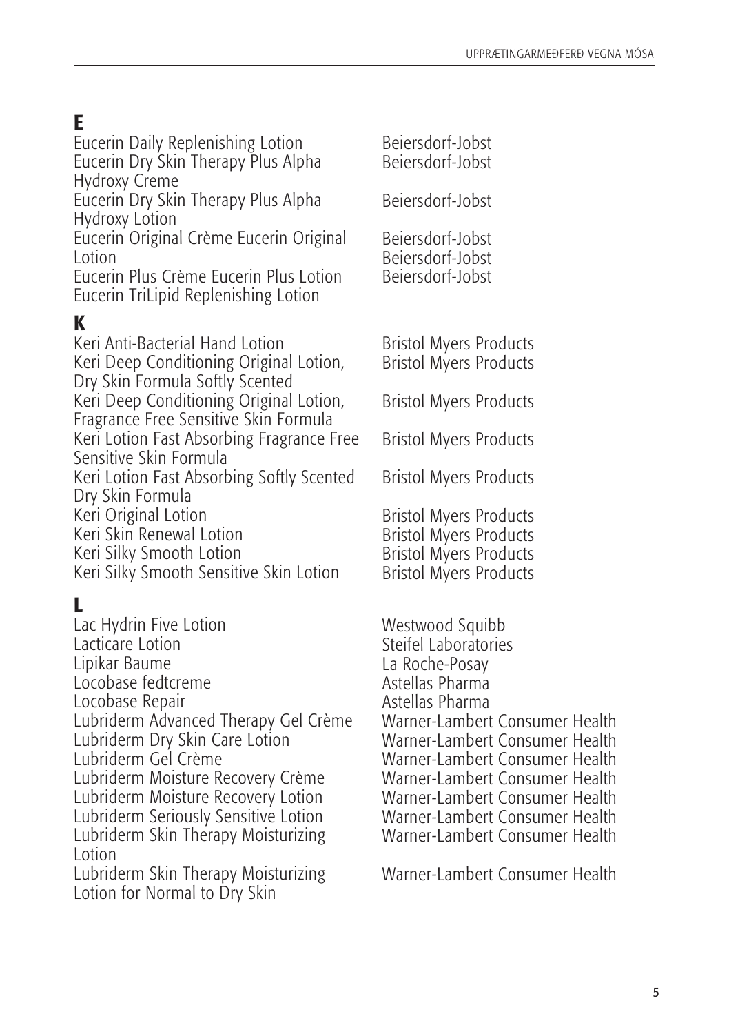## E

| | |
|---|---|
| Eucerin Daily Replenishing Lotion | Beiersdorf-Jobst |
| Eucerin Dry Skin Therapy Plus Alpha Hydroxy Creme | Beiersdorf-Jobst |
| Eucerin Dry Skin Therapy Plus Alpha Hydroxy Lotion | Beiersdorf-Jobst |
| Eucerin Original Crème Eucerin Original | Beiersdorf-Jobst |
| Lotion | Beiersdorf-Jobst |
| Eucerin Plus Crème Eucerin Plus Lotion | Beiersdorf-Jobst |
| Eucerin TriLipid Replenishing Lotion | |

## K

| | |
|---|---|
| Keri Anti-Bacterial Hand Lotion | Bristol Myers Products |
| Keri Deep Conditioning Original Lotion, Dry Skin Formula Softly Scented | Bristol Myers Products |
| Keri Deep Conditioning Original Lotion, Fragrance Free Sensitive Skin Formula | Bristol Myers Products |
| Keri Lotion Fast Absorbing Fragrance Free Sensitive Skin Formula | Bristol Myers Products |
| Keri Lotion Fast Absorbing Softly Scented Dry Skin Formula | Bristol Myers Products |
| Keri Original Lotion | Bristol Myers Products |
| Keri Skin Renewal Lotion | Bristol Myers Products |
| Keri Silky Smooth Lotion | Bristol Myers Products |
| Keri Silky Smooth Sensitive Skin Lotion | Bristol Myers Products |

## L

| | |
|---|---|
| Lac Hydrin Five Lotion | Westwood Squibb |
| Lacticare Lotion | Steifel Laboratories |
| Lipikar Baume | La Roche-Posay |
| Locobase fedtcreme | Astellas Pharma |
| Locobase Repair | Astellas Pharma |
| Lubriderm Advanced Therapy Gel Crème | Warner-Lambert Consumer Health |
| Lubriderm Dry Skin Care Lotion | Warner-Lambert Consumer Health |
| Lubriderm Gel Crème | Warner-Lambert Consumer Health |
| Lubriderm Moisture Recovery Crème | Warner-Lambert Consumer Health |
| Lubriderm Moisture Recovery Lotion | Warner-Lambert Consumer Health |
| Lubriderm Seriously Sensitive Lotion | Warner-Lambert Consumer Health |
| Lubriderm Skin Therapy Moisturizing Lotion | Warner-Lambert Consumer Health |
| Lubriderm Skin Therapy Moisturizing Lotion for Normal to Dry Skin | Warner-Lambert Consumer Health |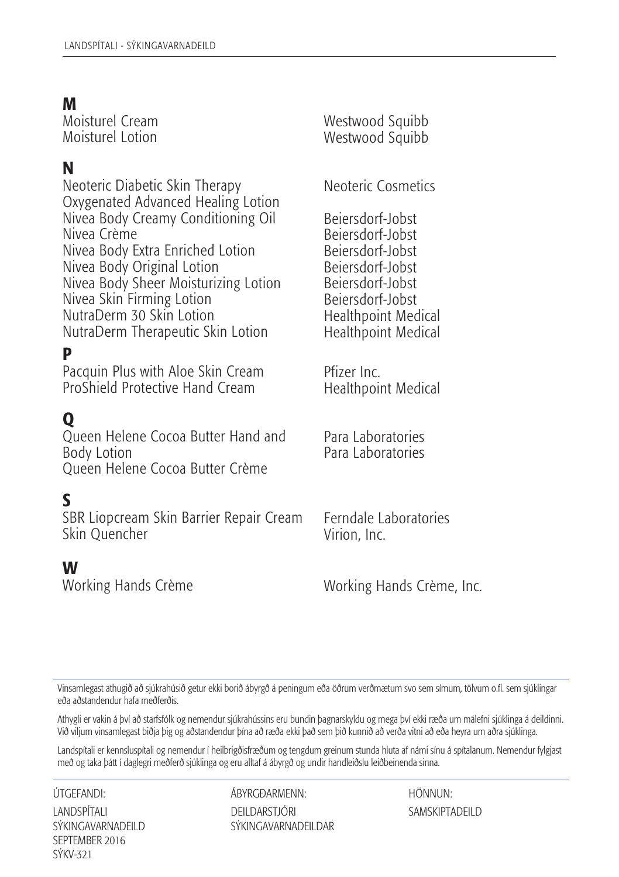## M

| | |
|---|---|
| Moisturel Cream | Westwood Squibb |
| Moisturel Lotion | Westwood Squibb |

## N

| | |
|---|---|
| Neoteric Diabetic Skin Therapy Oxygenated Advanced Healing Lotion | Neoteric Cosmetics |
| Nivea Body Creamy Conditioning Oil | Beiersdorf-Jobst |
| Nivea Crème | Beiersdorf-Jobst |
| Nivea Body Extra Enriched Lotion | Beiersdorf-Jobst |
| Nivea Body Original Lotion | Beiersdorf-Jobst |
| Nivea Body Sheer Moisturizing Lotion | Beiersdorf-Jobst |
| Nivea Skin Firming Lotion | Beiersdorf-Jobst |
| NutraDerm 30 Skin Lotion | Healthpoint Medical |
| NutraDerm Therapeutic Skin Lotion | Healthpoint Medical |

## P

| | |
|---|---|
| Pacquin Plus with Aloe Skin Cream | Pfizer Inc. |
| ProShield Protective Hand Cream | Healthpoint Medical |

## Q

| | |
|---|---|
| Queen Helene Cocoa Butter Hand and Body Lotion | Para Laboratories |
| Queen Helene Cocoa Butter Crème | Para Laboratories |

## S

| | |
|---|---|
| SBR Liopcream Skin Barrier Repair Cream | Ferndale Laboratories |
| Skin Quencher | Virion, Inc. |

## W

| | |
|---|---|
| Working Hands Crème | Working Hands Crème, Inc. |

---

Vinsamlegast athugið að sjúkrahúsið getur ekki borið ábyrgð á peningum eða öðrum verðmætum svo sem símum, tölvum o.fl. sem sjúklingar eða aðstandendur hafa meðferðis.

Athygli er vakin á því að starfsfólk og nemendur sjúkrahússins eru bundin þagnarskyldu og mega því ekki ræða um málefni sjúklinga á deildinni. Við viljum vinsamlegast biðja þig og aðstandendur þína að ræða ekki það sem þið kunnið að verða vitni að eða heyra um aðra sjúklinga.

Landspítali er kennsluspítali og nemendur í heilbrigðisfræðum og tengdum greinum stunda hluta af námi sínu á spítalanum. Nemendur fylgjast með og taka þátt í daglegri meðferð sjúklinga og eru alltaf á ábyrgð og undir handleiðslu leiðbeinenda sinna.

---

ÚTGEFANDI:
LANDSPÍTALI
SÝKINGAVARNADEILD
SEPTEMBER 2016
SÝKV-321

ÁBYRGÐARMENN:
DEILDARSTJÓRI
SÝKINGAVARNADEILDAR

HÖNNUN:
SAMSKIPTADEILD